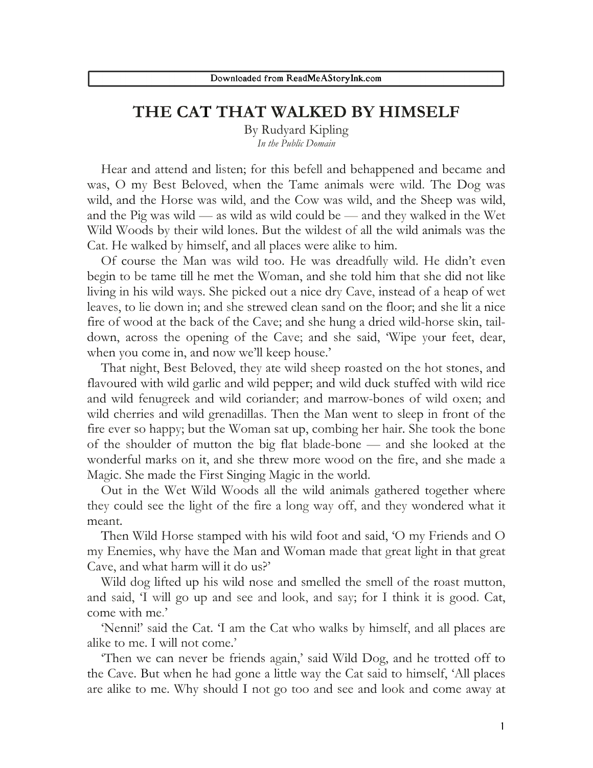# THE CAT THAT WALKED BY HIMSELF

By Rudyard Kipling

*In the Public Domain*

Hear and attend and listen; for this befell and behappened and became and was, O my Best Beloved, when the Tame animals were wild. The Dog was wild, and the Horse was wild, and the Cow was wild, and the Sheep was wild, and the Pig was wild — as wild as wild could be — and they walked in the Wet Wild Woods by their wild lones. But the wildest of all the wild animals was the Cat. He walked by himself, and all places were alike to him.

Of course the Man was wild too. He was dreadfully wild. He didn't even begin to be tame till he met the Woman, and she told him that she did not like living in his wild ways. She picked out a nice dry Cave, instead of a heap of wet leaves, to lie down in; and she strewed clean sand on the floor; and she lit a nice fire of wood at the back of the Cave; and she hung a dried wild-horse skin, tail-down, across the opening of the Cave; and she said, 'Wipe your feet, dear, when you come in, and now we'll keep house.'

That night, Best Beloved, they ate wild sheep roasted on the hot stones, and flavoured with wild garlic and wild pepper; and wild duck stuffed with wild rice and wild fenugreek and wild coriander; and marrow-bones of wild oxen; and wild cherries and wild grenadillas. Then the Man went to sleep in front of the fire ever so happy; but the Woman sat up, combing her hair. She took the bone of the shoulder of mutton the big flat blade-bone — and she looked at the wonderful marks on it, and she threw more wood on the fire, and she made a Magic. She made the First Singing Magic in the world.

Out in the Wet Wild Woods all the wild animals gathered together where they could see the light of the fire a long way off, and they wondered what it meant.

Then Wild Horse stamped with his wild foot and said, 'O my Friends and O my Enemies, why have the Man and Woman made that great light in that great Cave, and what harm will it do us?'

Wild dog lifted up his wild nose and smelled the smell of the roast mutton, and said, 'I will go up and see and look, and say; for I think it is good. Cat, come with me.'

'Nenni!' said the Cat. 'I am the Cat who walks by himself, and all places are alike to me. I will not come.'

'Then we can never be friends again,' said Wild Dog, and he trotted off to the Cave. But when he had gone a little way the Cat said to himself, 'All places are alike to me. Why should I not go too and see and look and come away at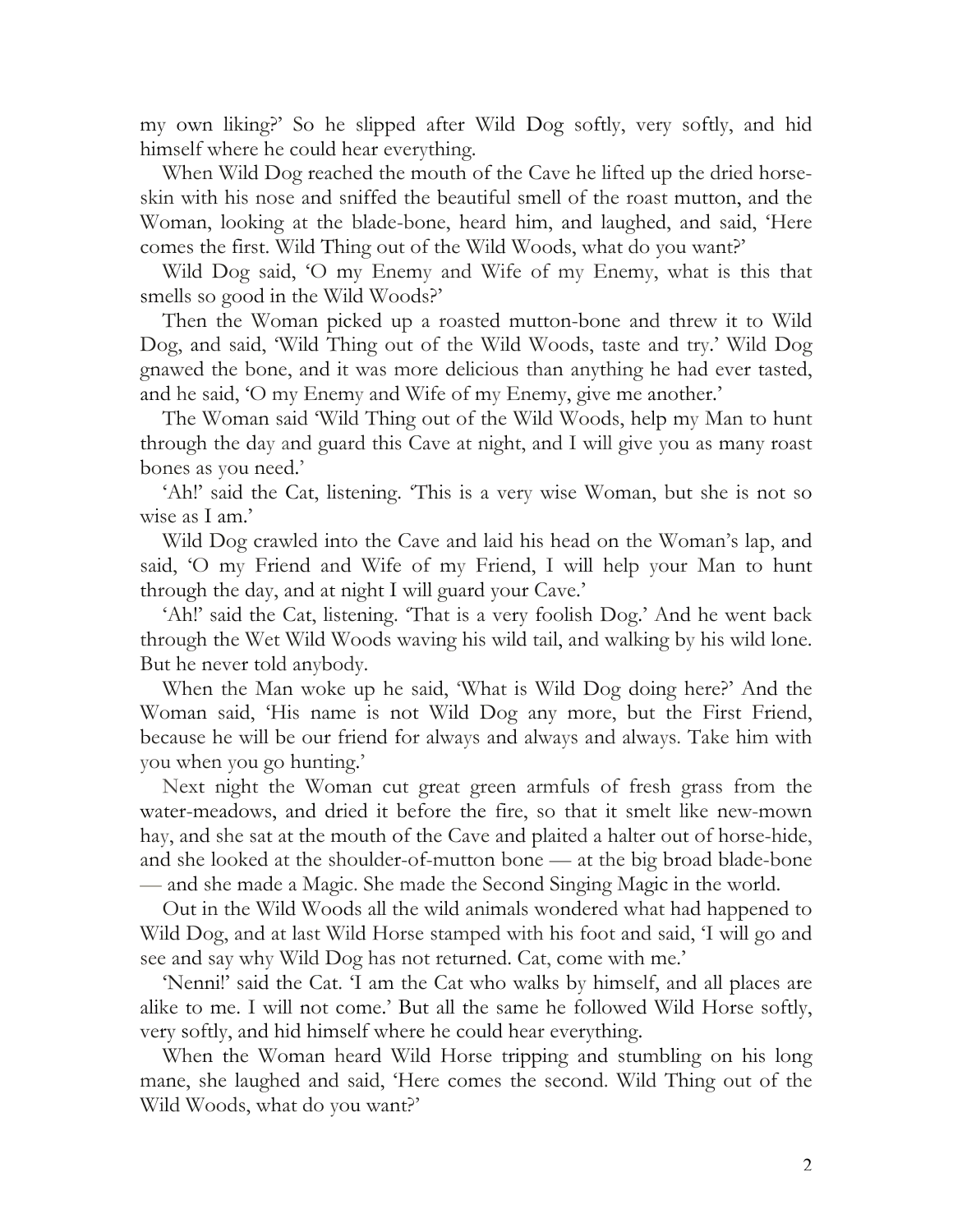my own liking?' So he slipped after Wild Dog softly, very softly, and hid himself where he could hear everything.

When Wild Dog reached the mouth of the Cave he lifted up the dried horse-skin with his nose and sniffed the beautiful smell of the roast mutton, and the Woman, looking at the blade-bone, heard him, and laughed, and said, 'Here comes the first. Wild Thing out of the Wild Woods, what do you want?'

Wild Dog said, 'O my Enemy and Wife of my Enemy, what is this that smells so good in the Wild Woods?'

Then the Woman picked up a roasted mutton-bone and threw it to Wild Dog, and said, 'Wild Thing out of the Wild Woods, taste and try.' Wild Dog gnawed the bone, and it was more delicious than anything he had ever tasted, and he said, 'O my Enemy and Wife of my Enemy, give me another.'

The Woman said 'Wild Thing out of the Wild Woods, help my Man to hunt through the day and guard this Cave at night, and I will give you as many roast bones as you need.'

'Ah!' said the Cat, listening. 'This is a very wise Woman, but she is not so wise as I am.'

Wild Dog crawled into the Cave and laid his head on the Woman's lap, and said, 'O my Friend and Wife of my Friend, I will help your Man to hunt through the day, and at night I will guard your Cave.'

'Ah!' said the Cat, listening. 'That is a very foolish Dog.' And he went back through the Wet Wild Woods waving his wild tail, and walking by his wild lone. But he never told anybody.

When the Man woke up he said, 'What is Wild Dog doing here?' And the Woman said, 'His name is not Wild Dog any more, but the First Friend, because he will be our friend for always and always and always. Take him with you when you go hunting.'

Next night the Woman cut great green armfuls of fresh grass from the water-meadows, and dried it before the fire, so that it smelt like new-mown hay, and she sat at the mouth of the Cave and plaited a halter out of horse-hide, and she looked at the shoulder-of-mutton bone — at the big broad blade-bone — and she made a Magic. She made the Second Singing Magic in the world.

Out in the Wild Woods all the wild animals wondered what had happened to Wild Dog, and at last Wild Horse stamped with his foot and said, 'I will go and see and say why Wild Dog has not returned. Cat, come with me.'

'Nenni!' said the Cat. 'I am the Cat who walks by himself, and all places are alike to me. I will not come.' But all the same he followed Wild Horse softly, very softly, and hid himself where he could hear everything.

When the Woman heard Wild Horse tripping and stumbling on his long mane, she laughed and said, 'Here comes the second. Wild Thing out of the Wild Woods, what do you want?'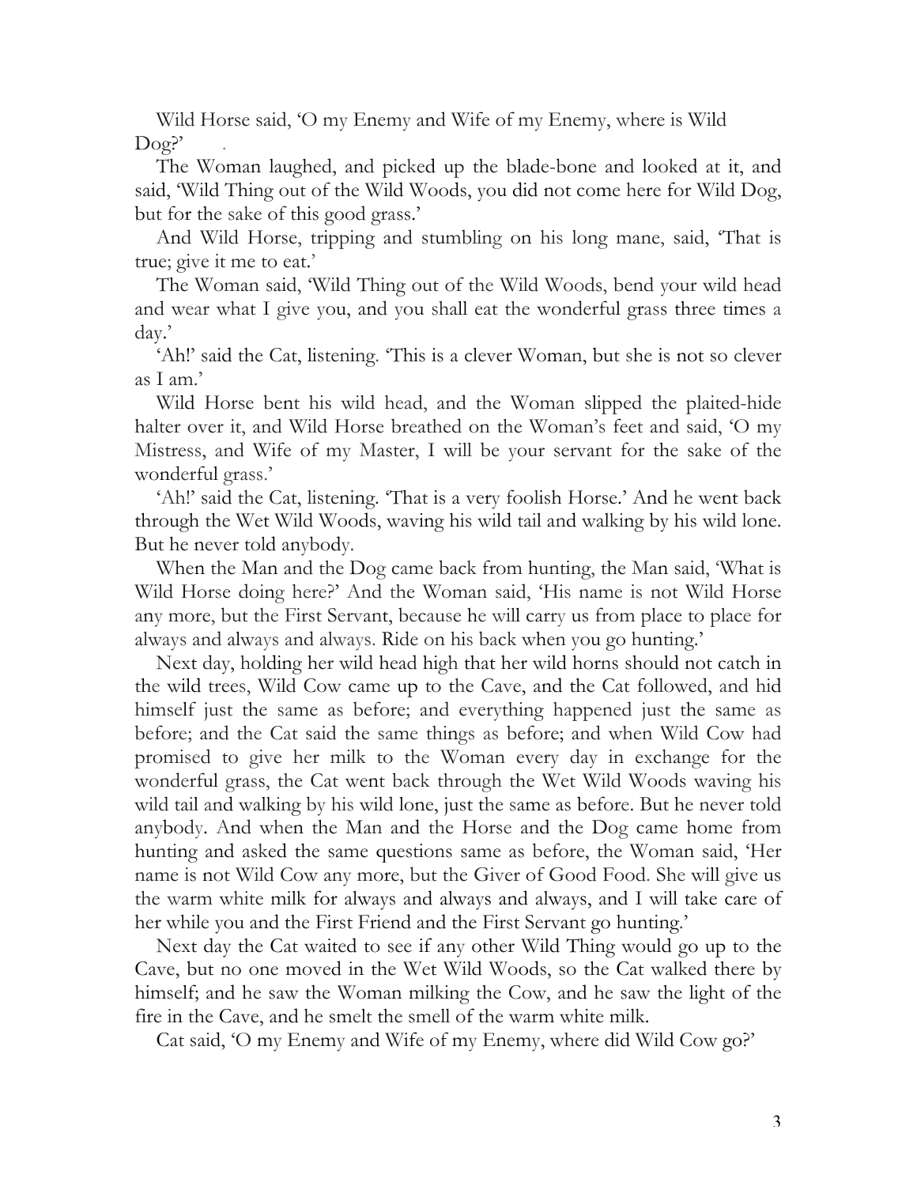Wild Horse said, 'O my Enemy and Wife of my Enemy, where is Wild Dog?'

The Woman laughed, and picked up the blade-bone and looked at it, and said, 'Wild Thing out of the Wild Woods, you did not come here for Wild Dog, but for the sake of this good grass.'

And Wild Horse, tripping and stumbling on his long mane, said, 'That is true; give it me to eat.'

The Woman said, 'Wild Thing out of the Wild Woods, bend your wild head and wear what I give you, and you shall eat the wonderful grass three times a day.'

'Ah!' said the Cat, listening. 'This is a clever Woman, but she is not so clever as I am.'

Wild Horse bent his wild head, and the Woman slipped the plaited-hide halter over it, and Wild Horse breathed on the Woman's feet and said, 'O my Mistress, and Wife of my Master, I will be your servant for the sake of the wonderful grass.'

'Ah!' said the Cat, listening. 'That is a very foolish Horse.' And he went back through the Wet Wild Woods, waving his wild tail and walking by his wild lone. But he never told anybody.

When the Man and the Dog came back from hunting, the Man said, 'What is Wild Horse doing here?' And the Woman said, 'His name is not Wild Horse any more, but the First Servant, because he will carry us from place to place for always and always and always. Ride on his back when you go hunting.'

Next day, holding her wild head high that her wild horns should not catch in the wild trees, Wild Cow came up to the Cave, and the Cat followed, and hid himself just the same as before; and everything happened just the same as before; and the Cat said the same things as before; and when Wild Cow had promised to give her milk to the Woman every day in exchange for the wonderful grass, the Cat went back through the Wet Wild Woods waving his wild tail and walking by his wild lone, just the same as before. But he never told anybody. And when the Man and the Horse and the Dog came home from hunting and asked the same questions same as before, the Woman said, 'Her name is not Wild Cow any more, but the Giver of Good Food. She will give us the warm white milk for always and always and always, and I will take care of her while you and the First Friend and the First Servant go hunting.'

Next day the Cat waited to see if any other Wild Thing would go up to the Cave, but no one moved in the Wet Wild Woods, so the Cat walked there by himself; and he saw the Woman milking the Cow, and he saw the light of the fire in the Cave, and he smelt the smell of the warm white milk.

Cat said, 'O my Enemy and Wife of my Enemy, where did Wild Cow go?'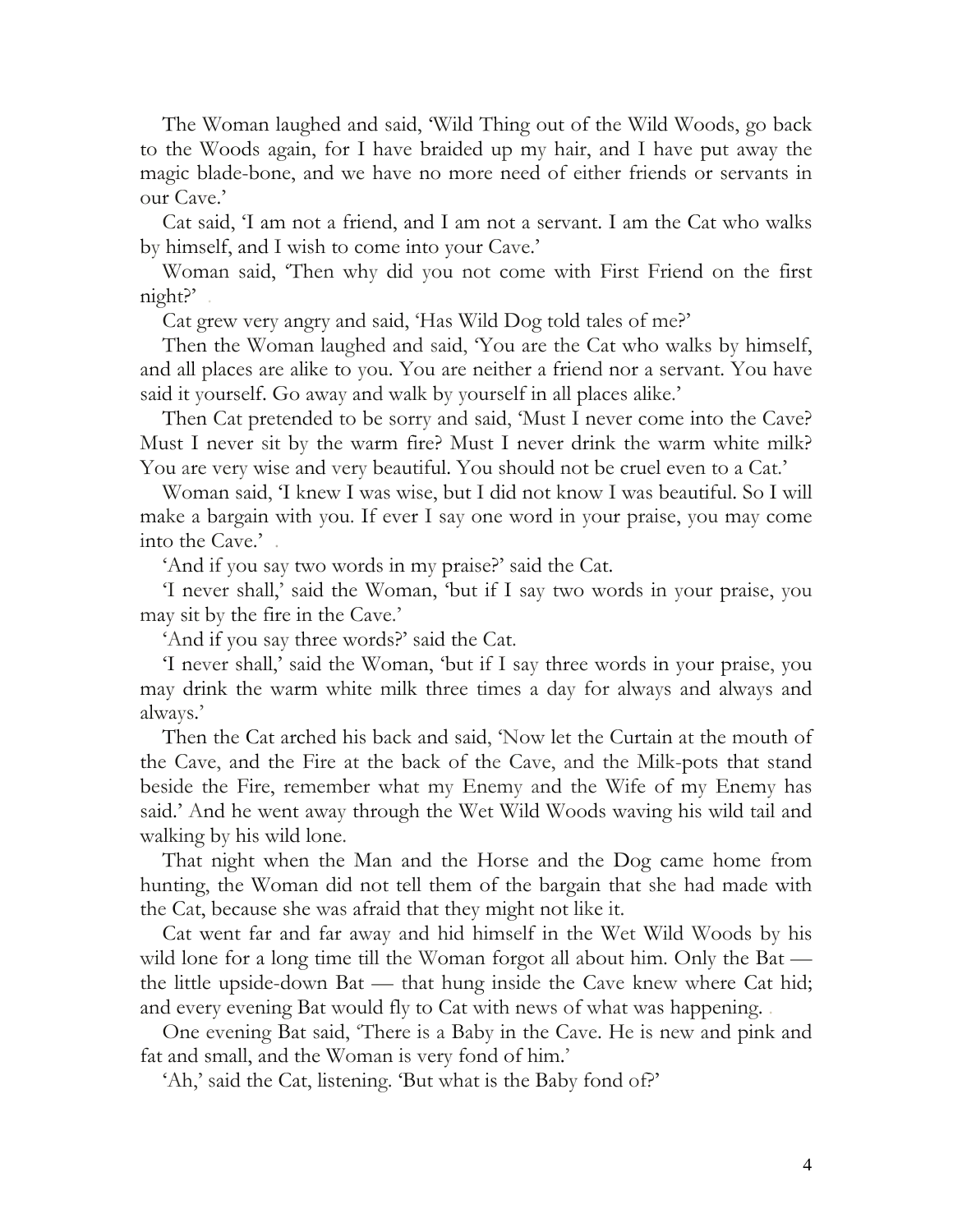The Woman laughed and said, 'Wild Thing out of the Wild Woods, go back to the Woods again, for I have braided up my hair, and I have put away the magic blade-bone, and we have no more need of either friends or servants in our Cave.'

Cat said, 'I am not a friend, and I am not a servant. I am the Cat who walks by himself, and I wish to come into your Cave.'

Woman said, 'Then why did you not come with First Friend on the first night?'

Cat grew very angry and said, 'Has Wild Dog told tales of me?'

Then the Woman laughed and said, 'You are the Cat who walks by himself, and all places are alike to you. You are neither a friend nor a servant. You have said it yourself. Go away and walk by yourself in all places alike.'

Then Cat pretended to be sorry and said, 'Must I never come into the Cave? Must I never sit by the warm fire? Must I never drink the warm white milk? You are very wise and very beautiful. You should not be cruel even to a Cat.'

Woman said, 'I knew I was wise, but I did not know I was beautiful. So I will make a bargain with you. If ever I say one word in your praise, you may come into the Cave.'

'And if you say two words in my praise?' said the Cat.

'I never shall,' said the Woman, 'but if I say two words in your praise, you may sit by the fire in the Cave.'

'And if you say three words?' said the Cat.

'I never shall,' said the Woman, 'but if I say three words in your praise, you may drink the warm white milk three times a day for always and always and always.'

Then the Cat arched his back and said, 'Now let the Curtain at the mouth of the Cave, and the Fire at the back of the Cave, and the Milk-pots that stand beside the Fire, remember what my Enemy and the Wife of my Enemy has said.' And he went away through the Wet Wild Woods waving his wild tail and walking by his wild lone.

That night when the Man and the Horse and the Dog came home from hunting, the Woman did not tell them of the bargain that she had made with the Cat, because she was afraid that they might not like it.

Cat went far and far away and hid himself in the Wet Wild Woods by his wild lone for a long time till the Woman forgot all about him. Only the Bat — the little upside-down Bat — that hung inside the Cave knew where Cat hid; and every evening Bat would fly to Cat with news of what was happening.

One evening Bat said, 'There is a Baby in the Cave. He is new and pink and fat and small, and the Woman is very fond of him.'

'Ah,' said the Cat, listening. 'But what is the Baby fond of?'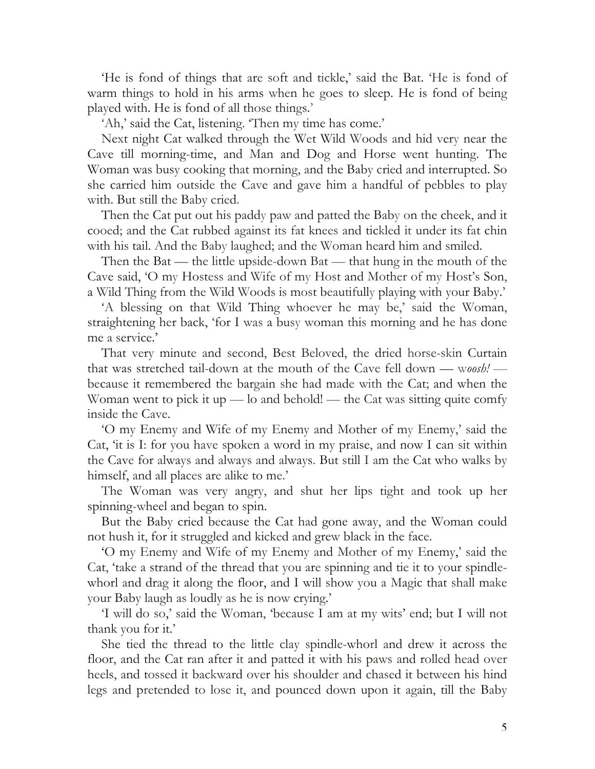'He is fond of things that are soft and tickle,' said the Bat. 'He is fond of warm things to hold in his arms when he goes to sleep. He is fond of being played with. He is fond of all those things.'

'Ah,' said the Cat, listening. 'Then my time has come.'

Next night Cat walked through the Wet Wild Woods and hid very near the Cave till morning-time, and Man and Dog and Horse went hunting. The Woman was busy cooking that morning, and the Baby cried and interrupted. So she carried him outside the Cave and gave him a handful of pebbles to play with. But still the Baby cried.

Then the Cat put out his paddy paw and patted the Baby on the cheek, and it cooed; and the Cat rubbed against its fat knees and tickled it under its fat chin with his tail. And the Baby laughed; and the Woman heard him and smiled.

Then the Bat — the little upside-down Bat — that hung in the mouth of the Cave said, 'O my Hostess and Wife of my Host and Mother of my Host's Son, a Wild Thing from the Wild Woods is most beautifully playing with your Baby.'

'A blessing on that Wild Thing whoever he may be,' said the Woman, straightening her back, 'for I was a busy woman this morning and he has done me a service.'

That very minute and second, Best Beloved, the dried horse-skin Curtain that was stretched tail-down at the mouth of the Cave fell down — w*oosh!* — because it remembered the bargain she had made with the Cat; and when the Woman went to pick it up — lo and behold! — the Cat was sitting quite comfy inside the Cave.

'O my Enemy and Wife of my Enemy and Mother of my Enemy,' said the Cat, 'it is I: for you have spoken a word in my praise, and now I can sit within the Cave for always and always and always. But still I am the Cat who walks by himself, and all places are alike to me.'

The Woman was very angry, and shut her lips tight and took up her spinning-wheel and began to spin.

But the Baby cried because the Cat had gone away, and the Woman could not hush it, for it struggled and kicked and grew black in the face.

'O my Enemy and Wife of my Enemy and Mother of my Enemy,' said the Cat, 'take a strand of the thread that you are spinning and tie it to your spindle-whorl and drag it along the floor, and I will show you a Magic that shall make your Baby laugh as loudly as he is now crying.'

'I will do so,' said the Woman, 'because I am at my wits' end; but I will not thank you for it.'

She tied the thread to the little clay spindle-whorl and drew it across the floor, and the Cat ran after it and patted it with his paws and rolled head over heels, and tossed it backward over his shoulder and chased it between his hind legs and pretended to lose it, and pounced down upon it again, till the Baby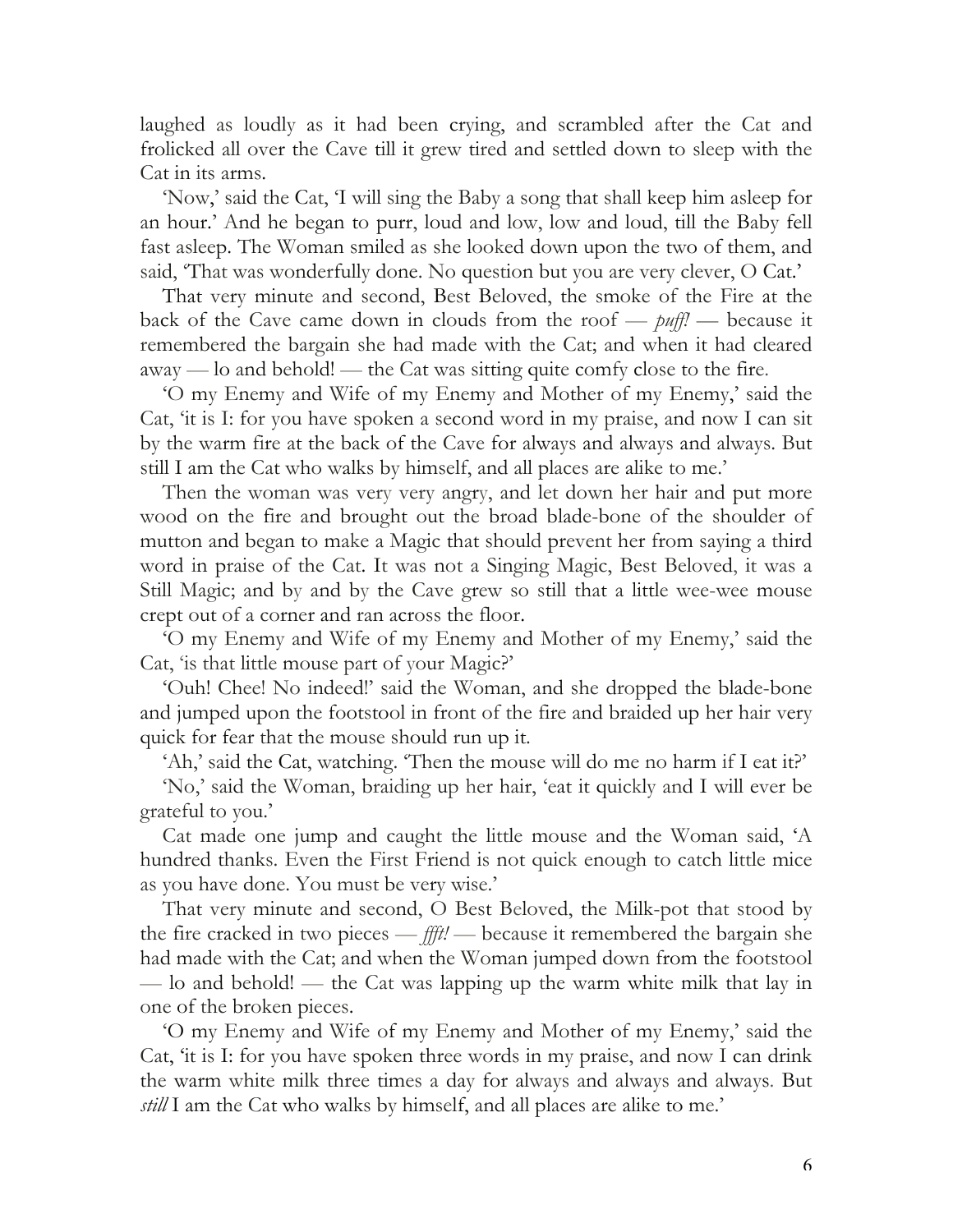laughed as loudly as it had been crying, and scrambled after the Cat and frolicked all over the Cave till it grew tired and settled down to sleep with the Cat in its arms.

'Now,' said the Cat, 'I will sing the Baby a song that shall keep him asleep for an hour.' And he began to purr, loud and low, low and loud, till the Baby fell fast asleep. The Woman smiled as she looked down upon the two of them, and said, 'That was wonderfully done. No question but you are very clever, O Cat.'

That very minute and second, Best Beloved, the smoke of the Fire at the back of the Cave came down in clouds from the roof — *puff!* — because it remembered the bargain she had made with the Cat; and when it had cleared away — lo and behold! — the Cat was sitting quite comfy close to the fire.

'O my Enemy and Wife of my Enemy and Mother of my Enemy,' said the Cat, 'it is I: for you have spoken a second word in my praise, and now I can sit by the warm fire at the back of the Cave for always and always and always. But still I am the Cat who walks by himself, and all places are alike to me.'

Then the woman was very very angry, and let down her hair and put more wood on the fire and brought out the broad blade-bone of the shoulder of mutton and began to make a Magic that should prevent her from saying a third word in praise of the Cat. It was not a Singing Magic, Best Beloved, it was a Still Magic; and by and by the Cave grew so still that a little wee-wee mouse crept out of a corner and ran across the floor.

'O my Enemy and Wife of my Enemy and Mother of my Enemy,' said the Cat, 'is that little mouse part of your Magic?'

'Ouh! Chee! No indeed!' said the Woman, and she dropped the blade-bone and jumped upon the footstool in front of the fire and braided up her hair very quick for fear that the mouse should run up it.

'Ah,' said the Cat, watching. 'Then the mouse will do me no harm if I eat it?'

'No,' said the Woman, braiding up her hair, 'eat it quickly and I will ever be grateful to you.'

Cat made one jump and caught the little mouse and the Woman said, 'A hundred thanks. Even the First Friend is not quick enough to catch little mice as you have done. You must be very wise.'

That very minute and second, O Best Beloved, the Milk-pot that stood by the fire cracked in two pieces — *ffft!* — because it remembered the bargain she had made with the Cat; and when the Woman jumped down from the footstool — lo and behold! — the Cat was lapping up the warm white milk that lay in one of the broken pieces.

'O my Enemy and Wife of my Enemy and Mother of my Enemy,' said the Cat, 'it is I: for you have spoken three words in my praise, and now I can drink the warm white milk three times a day for always and always and always. But *still* I am the Cat who walks by himself, and all places are alike to me.'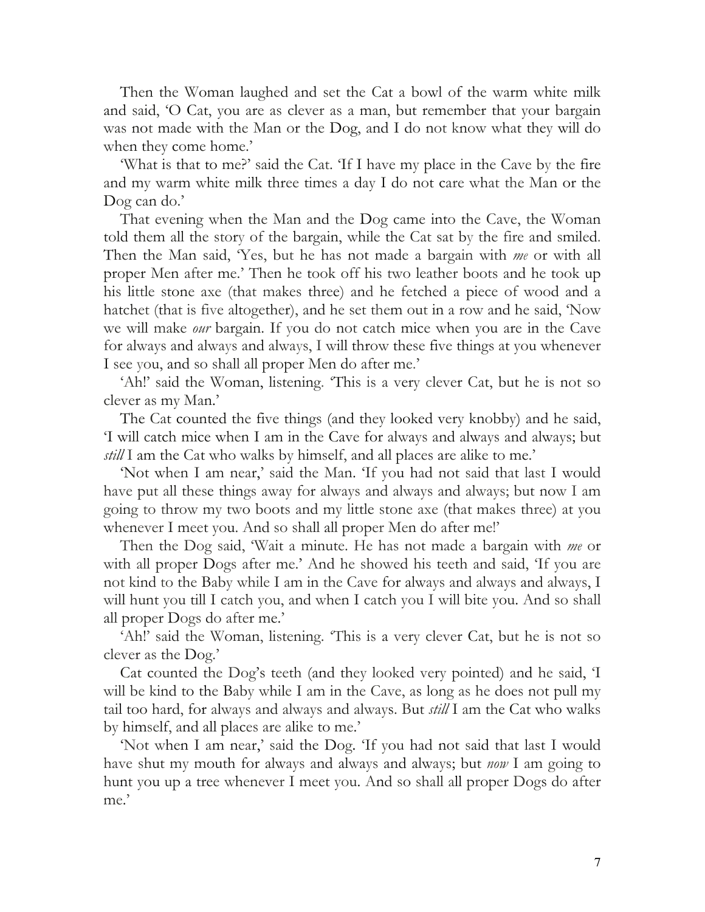Then the Woman laughed and set the Cat a bowl of the warm white milk and said, 'O Cat, you are as clever as a man, but remember that your bargain was not made with the Man or the Dog, and I do not know what they will do when they come home.'

'What is that to me?' said the Cat. 'If I have my place in the Cave by the fire and my warm white milk three times a day I do not care what the Man or the Dog can do.'

That evening when the Man and the Dog came into the Cave, the Woman told them all the story of the bargain, while the Cat sat by the fire and smiled. Then the Man said, 'Yes, but he has not made a bargain with *me* or with all proper Men after me.' Then he took off his two leather boots and he took up his little stone axe (that makes three) and he fetched a piece of wood and a hatchet (that is five altogether), and he set them out in a row and he said, 'Now we will make *our* bargain. If you do not catch mice when you are in the Cave for always and always and always, I will throw these five things at you whenever I see you, and so shall all proper Men do after me.'

'Ah!' said the Woman, listening. 'This is a very clever Cat, but he is not so clever as my Man.'

The Cat counted the five things (and they looked very knobby) and he said, 'I will catch mice when I am in the Cave for always and always and always; but *still* I am the Cat who walks by himself, and all places are alike to me.'

'Not when I am near,' said the Man. 'If you had not said that last I would have put all these things away for always and always and always; but now I am going to throw my two boots and my little stone axe (that makes three) at you whenever I meet you. And so shall all proper Men do after me!'

Then the Dog said, 'Wait a minute. He has not made a bargain with *me* or with all proper Dogs after me.' And he showed his teeth and said, 'If you are not kind to the Baby while I am in the Cave for always and always and always, I will hunt you till I catch you, and when I catch you I will bite you. And so shall all proper Dogs do after me.'

'Ah!' said the Woman, listening. 'This is a very clever Cat, but he is not so clever as the Dog.'

Cat counted the Dog's teeth (and they looked very pointed) and he said, 'I will be kind to the Baby while I am in the Cave, as long as he does not pull my tail too hard, for always and always and always. But *still* I am the Cat who walks by himself, and all places are alike to me.'

'Not when I am near,' said the Dog. 'If you had not said that last I would have shut my mouth for always and always and always; but *now* I am going to hunt you up a tree whenever I meet you. And so shall all proper Dogs do after me.'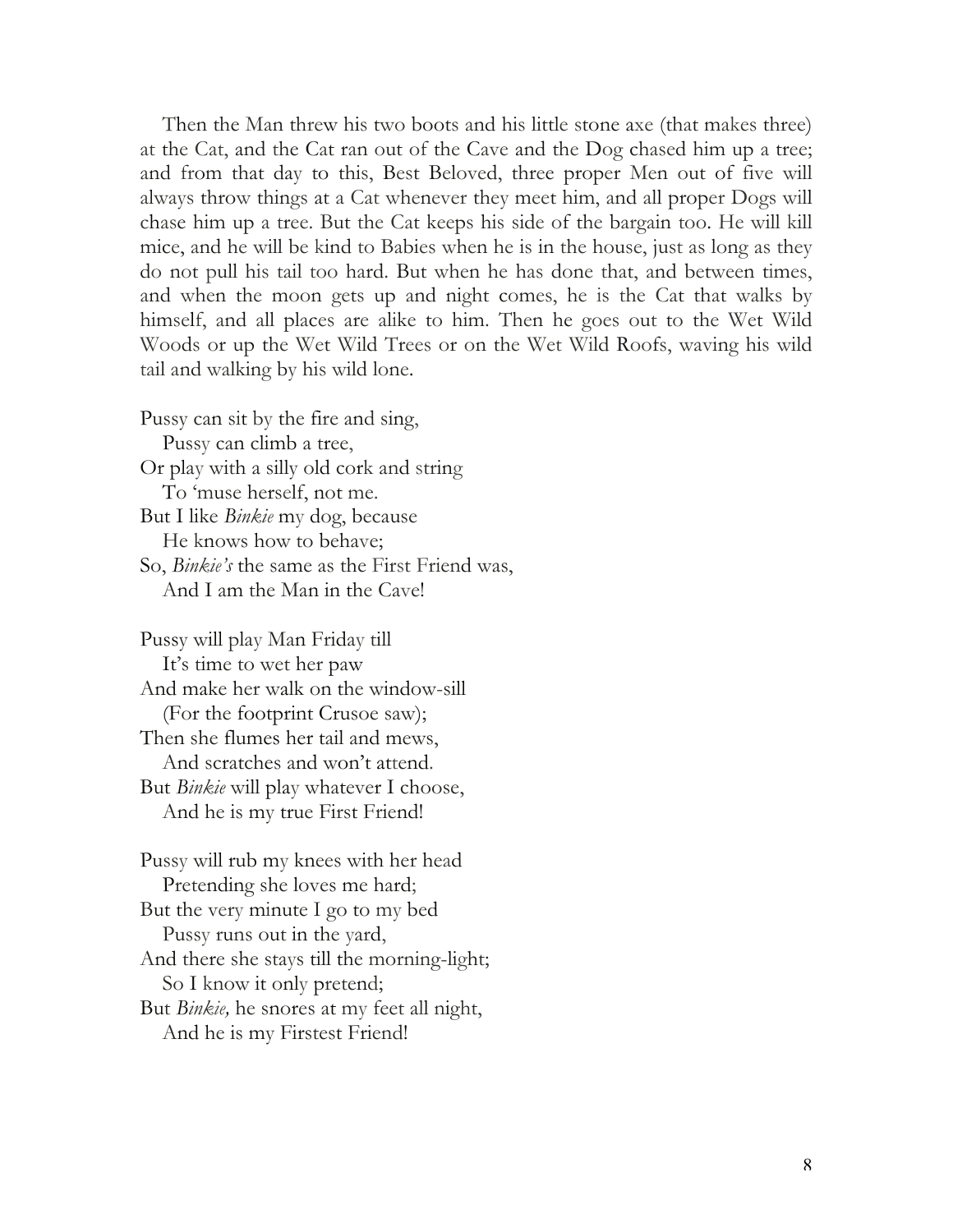Then the Man threw his two boots and his little stone axe (that makes three) at the Cat, and the Cat ran out of the Cave and the Dog chased him up a tree; and from that day to this, Best Beloved, three proper Men out of five will always throw things at a Cat whenever they meet him, and all proper Dogs will chase him up a tree. But the Cat keeps his side of the bargain too. He will kill mice, and he will be kind to Babies when he is in the house, just as long as they do not pull his tail too hard. But when he has done that, and between times, and when the moon gets up and night comes, he is the Cat that walks by himself, and all places are alike to him. Then he goes out to the Wet Wild Woods or up the Wet Wild Trees or on the Wet Wild Roofs, waving his wild tail and walking by his wild lone.

Pussy can sit by the fire and sing,  
Pussy can climb a tree,  
Or play with a silly old cork and string  
To 'muse herself, not me.  
But I like *Binkie* my dog, because  
He knows how to behave;  
So, *Binkie's* the same as the First Friend was,  
And I am the Man in the Cave!

Pussy will play Man Friday till  
It's time to wet her paw  
And make her walk on the window-sill  
(For the footprint Crusoe saw);  
Then she flumes her tail and mews,  
And scratches and won't attend.  
But *Binkie* will play whatever I choose,  
And he is my true First Friend!

Pussy will rub my knees with her head  
Pretending she loves me hard;  
But the very minute I go to my bed  
Pussy runs out in the yard,  
And there she stays till the morning-light;  
So I know it only pretend;  
But *Binkie,* he snores at my feet all night,  
And he is my Firstest Friend!